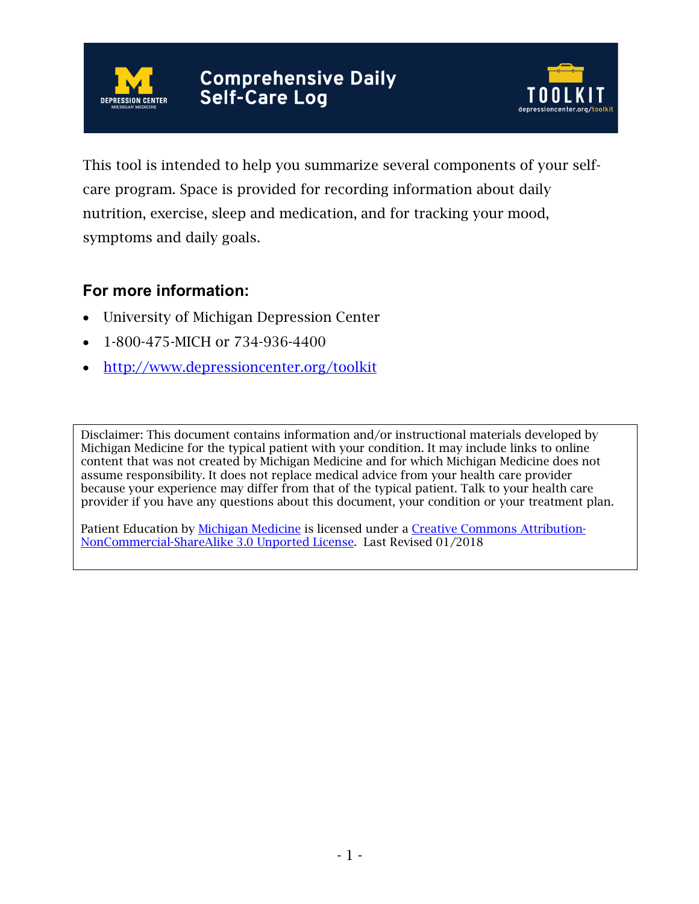# Comprehensive Daily Self-Care Log

This tool is intended to help you summarize several components of your self-care program. Space is provided for recording information about daily nutrition, exercise, sleep and medication, and for tracking your mood, symptoms and daily goals.

### For more information:

- University of Michigan Depression Center
- 1-800-475-MICH or 734-936-4400
- [http://www.depressioncenter.org/toolkit](http://www.depressioncenter.org/toolkit)

Disclaimer: This document contains information and/or instructional materials developed by Michigan Medicine for the typical patient with your condition. It may include links to online content that was not created by Michigan Medicine and for which Michigan Medicine does not assume responsibility. It does not replace medical advice from your health care provider because your experience may differ from that of the typical patient. Talk to your health care provider if you have any questions about this document, your condition or your treatment plan.

Patient Education by Michigan Medicine is licensed under a Creative Commons Attribution-NonCommercial-ShareAlike 3.0 Unported License. Last Revised 01/2018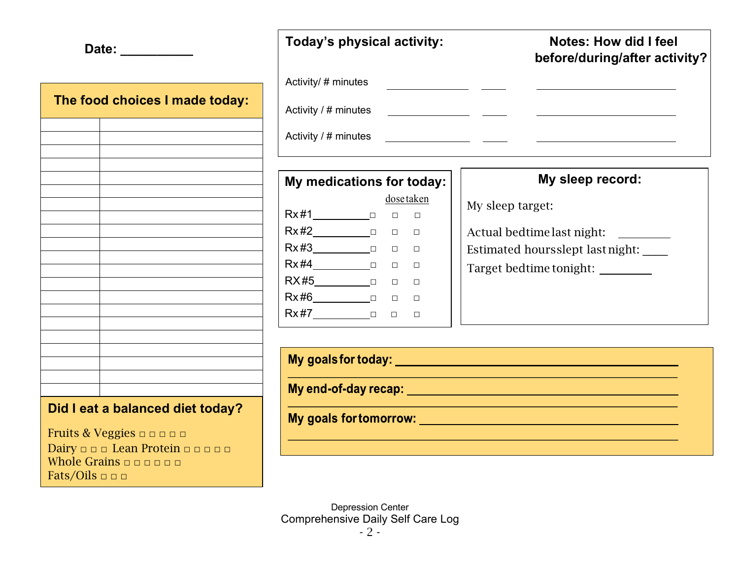Date: __________

## Today's physical activity:

**Notes: How did I feel before/during/after activity?**

Activity/ # minutes ______________ ____ ____________________

Activity / # minutes ______________ ____ ____________________

Activity / # minutes ______________ ____ ____________________

## The food choices I made today:

| | |
|---|---|
| | |
| | |
| | |
| | |
| | |
| | |
| | |
| | |
| | |
| | |
| | |
| | |
| | |
| | |
| | |
| | |
| | |
| | |
| | |
| | |

## Did I eat a balanced diet today?

Fruits & Veggies □ □ □ □ □
Dairy □ □ □ Lean Protein □ □ □ □ □
Whole Grains □ □ □ □ □ □
Fats/Oils □ □ □

## My medications for today:

| | dose | taken | |
|---|---|---|---|
| Rx #1__________ | □ | □ | □ |
| Rx #2__________ | □ | □ | □ |
| Rx #3__________ | □ | □ | □ |
| Rx #4__________ | □ | □ | □ |
| RX #5__________ | □ | □ | □ |
| Rx #6__________ | □ | □ | □ |
| Rx #7__________ | □ | □ | □ |

## My sleep record:

My sleep target:

Actual bedtime last night: _________

Estimated hours slept last night: ____

Target bedtime tonight: _________

**My goals for today:** ________________________________________

________________________________________

**My end-of-day recap:** ________________________________________

________________________________________

**My goals for tomorrow:** ________________________________________

________________________________________

Depression Center
Comprehensive Daily Self Care Log